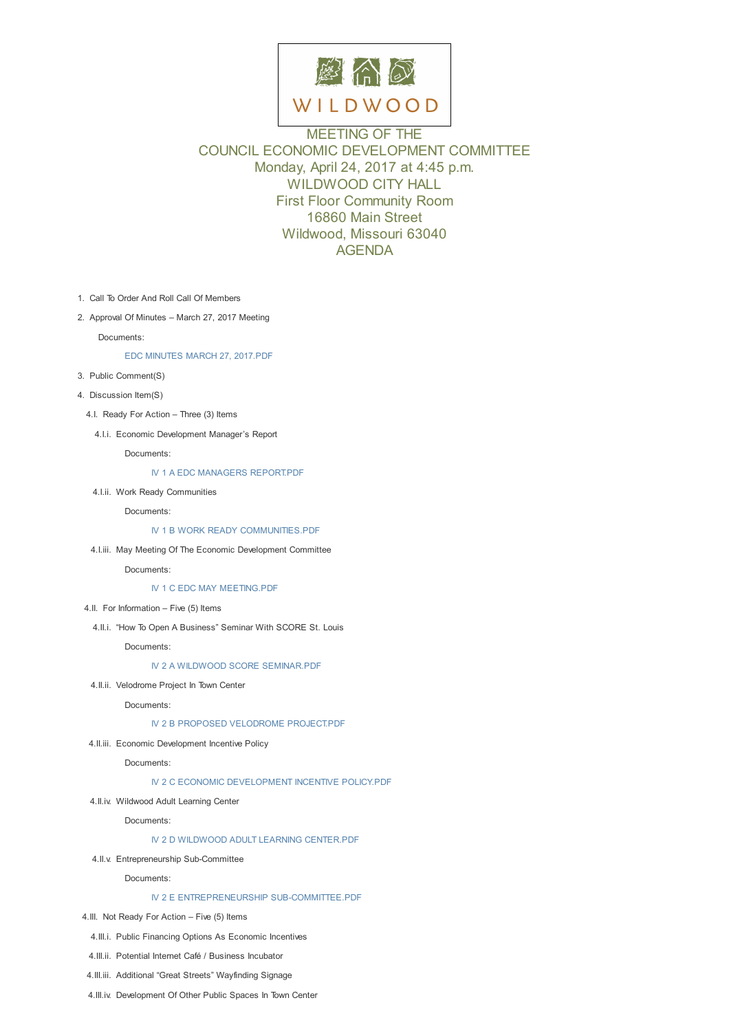WILDWOOD

# MEETING OF THE
# COUNCIL ECONOMIC DEVELOPMENT COMMITTEE

Monday, April 24, 2017 at 4:45 p.m.
WILDWOOD CITY HALL
First Floor Community Room
16860 Main Street
Wildwood, Missouri 63040

AGENDA

1. Call To Order And Roll Call Of Members
2. Approval Of Minutes – March 27, 2017 Meeting

   Documents:

   EDC MINUTES MARCH 27, 2017.PDF

3. Public Comment(S)
4. Discussion Item(S)

   4.I. Ready For Action – Three (3) Items

   4.I.i. Economic Development Manager's Report

   Documents:

   IV 1 A EDC MANAGERS REPORT.PDF

   4.I.ii. Work Ready Communities

   Documents:

   IV 1 B WORK READY COMMUNITIES.PDF

   4.I.iii. May Meeting Of The Economic Development Committee

   Documents:

   IV 1 C EDC MAY MEETING.PDF

   4.II. For Information – Five (5) Items

   4.II.i. "How To Open A Business" Seminar With SCORE St. Louis

   Documents:

   IV 2 A WILDWOOD SCORE SEMINAR.PDF

   4.II.ii. Velodrome Project In Town Center

   Documents:

   IV 2 B PROPOSED VELODROME PROJECT.PDF

   4.II.iii. Economic Development Incentive Policy

   Documents:

   IV 2 C ECONOMIC DEVELOPMENT INCENTIVE POLICY.PDF

   4.II.iv. Wildwood Adult Learning Center

   Documents:

   IV 2 D WILDWOOD ADULT LEARNING CENTER.PDF

   4.II.v. Entrepreneurship Sub-Committee

   Documents:

   IV 2 E ENTREPRENEURSHIP SUB-COMMITTEE.PDF

   4.III. Not Ready For Action – Five (5) Items

   4.III.i. Public Financing Options As Economic Incentives

   4.III.ii. Potential Internet Café / Business Incubator

   4.III.iii. Additional "Great Streets" Wayfinding Signage

   4.III.iv. Development Of Other Public Spaces In Town Center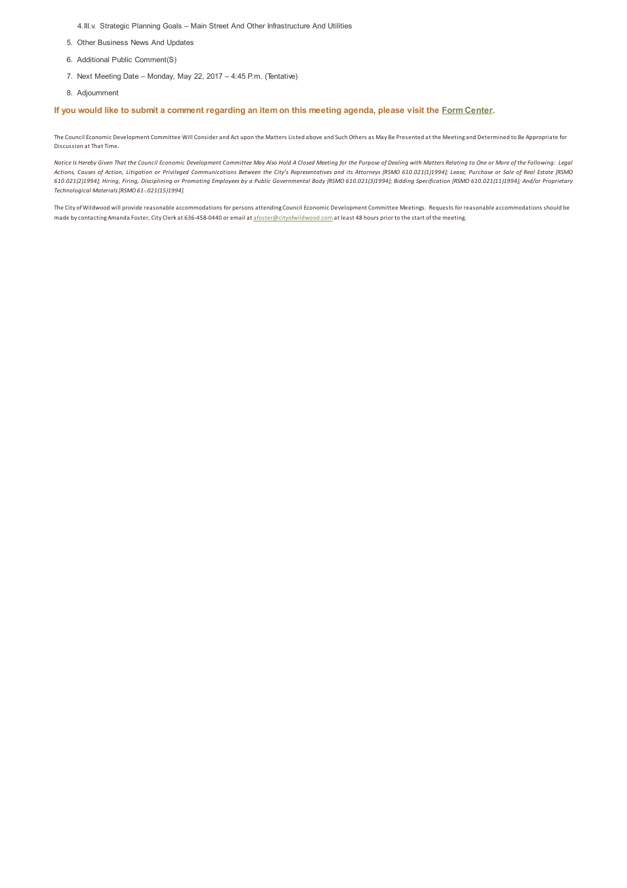4.III.v. Strategic Planning Goals – Main Street And Other Infrastructure And Utilities

5. Other Business News And Updates

6. Additional Public Comment(S)

7. Next Meeting Date – Monday, May 22, 2017 – 4:45 P.m. (Tentative)

8. Adjournment

**If you would like to submit a comment regarding an item on this meeting agenda, please visit the Form Center.**

The Council Economic Development Committee Will Consider and Act upon the Matters Listed above and Such Others as May Be Presented at the Meeting and Determined to Be Appropriate for Discussion at That Time.

*Notice Is Hereby Given That the Council Economic Development Committee May Also Hold A Closed Meeting for the Purpose of Dealing with Matters Relating to One or More of the Following: Legal Actions, Causes of Action, Litigation or Privileged Communications Between the City's Representatives and its Attorneys [RSMO 610.021(1)1994]; Lease, Purchase or Sale of Real Estate [RSMO 610.021(2)1994]; Hiring, Firing, Disciplining or Promoting Employees by a Public Governmental Body [RSMO 610.021(3)1994]; Bidding Specification [RSMO 610.021(11)1994]; And/or Proprietary Technological Materials [RSMO 61-.021(15)1994].*

The City of Wildwood will provide reasonable accommodations for persons attending Council Economic Development Committee Meetings. Requests for reasonable accommodations should be made by contacting Amanda Foster, City Clerk at 636-458-0440 or email at afoster@cityofwildwood.com at least 48 hours prior to the start of the meeting.